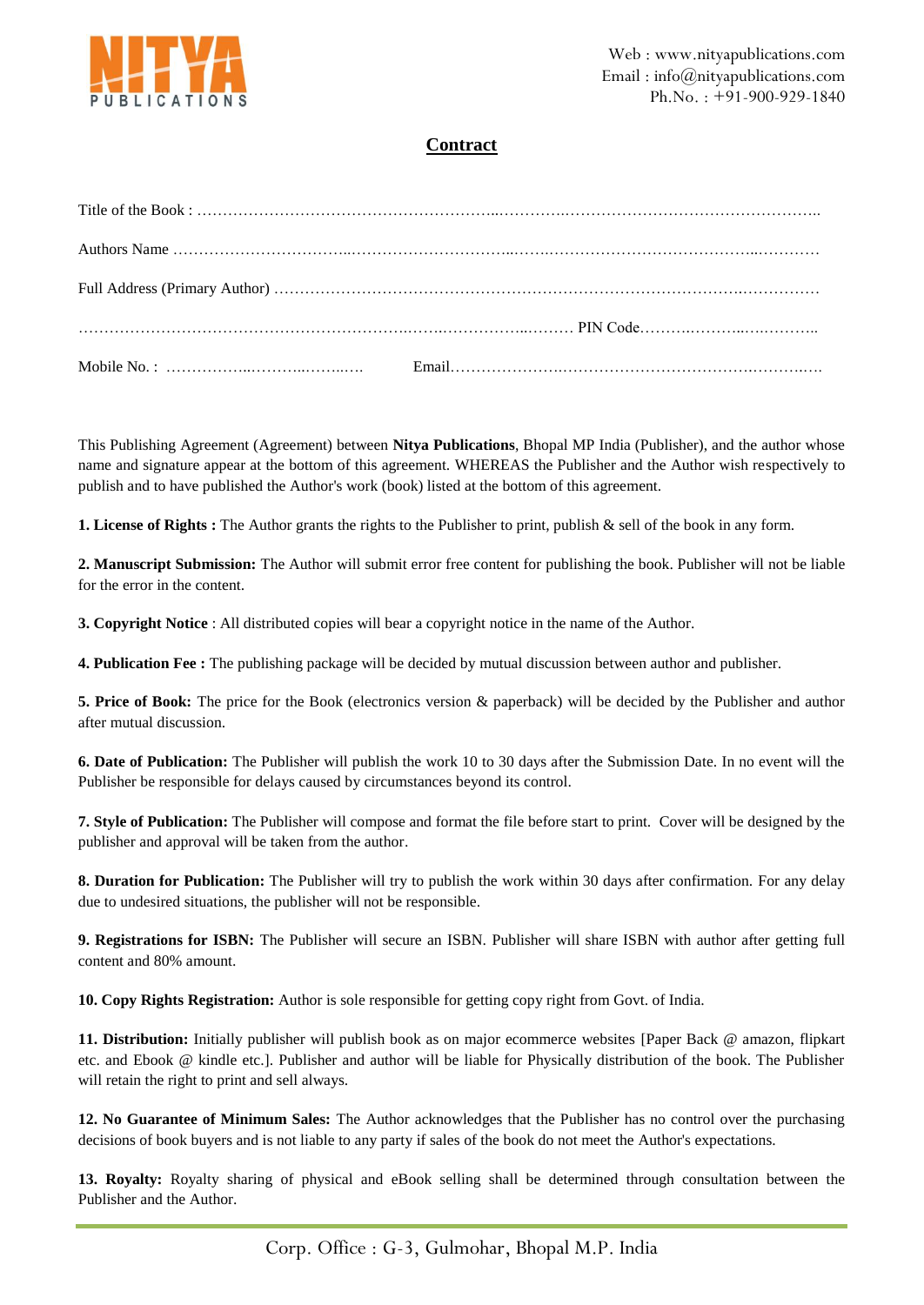NITYA PUBLICATIONS

Web : www.nityapublications.com
Email : info@nityapublications.com
Ph.No. : +91-900-929-1840

# Contract

Title of the Book : ………………………………………………………………………………………………………………

Authors Name ………………………………………………………………………………………………………………

Full Address (Primary Author) ………………………………………………………………………………………………

……………………………………………………………………………………………… PIN Code……………………………

Mobile No. : ………………………………… Email…………………………………………………………………

This Publishing Agreement (Agreement) between **Nitya Publications**, Bhopal MP India (Publisher), and the author whose name and signature appear at the bottom of this agreement. WHEREAS the Publisher and the Author wish respectively to publish and to have published the Author's work (book) listed at the bottom of this agreement.

**1. License of Rights :** The Author grants the rights to the Publisher to print, publish & sell of the book in any form.

**2. Manuscript Submission:** The Author will submit error free content for publishing the book. Publisher will not be liable for the error in the content.

**3. Copyright Notice** : All distributed copies will bear a copyright notice in the name of the Author.

**4. Publication Fee :** The publishing package will be decided by mutual discussion between author and publisher.

**5. Price of Book:** The price for the Book (electronics version & paperback) will be decided by the Publisher and author after mutual discussion.

**6. Date of Publication:** The Publisher will publish the work 10 to 30 days after the Submission Date. In no event will the Publisher be responsible for delays caused by circumstances beyond its control.

**7. Style of Publication:** The Publisher will compose and format the file before start to print. Cover will be designed by the publisher and approval will be taken from the author.

**8. Duration for Publication:** The Publisher will try to publish the work within 30 days after confirmation. For any delay due to undesired situations, the publisher will not be responsible.

**9. Registrations for ISBN:** The Publisher will secure an ISBN. Publisher will share ISBN with author after getting full content and 80% amount.

**10. Copy Rights Registration:** Author is sole responsible for getting copy right from Govt. of India.

**11. Distribution:** Initially publisher will publish book as on major ecommerce websites [Paper Back @ amazon, flipkart etc. and Ebook @ kindle etc.]. Publisher and author will be liable for Physically distribution of the book. The Publisher will retain the right to print and sell always.

**12. No Guarantee of Minimum Sales:** The Author acknowledges that the Publisher has no control over the purchasing decisions of book buyers and is not liable to any party if sales of the book do not meet the Author's expectations.

**13. Royalty:** Royalty sharing of physical and eBook selling shall be determined through consultation between the Publisher and the Author.

Corp. Office : G-3, Gulmohar, Bhopal M.P. India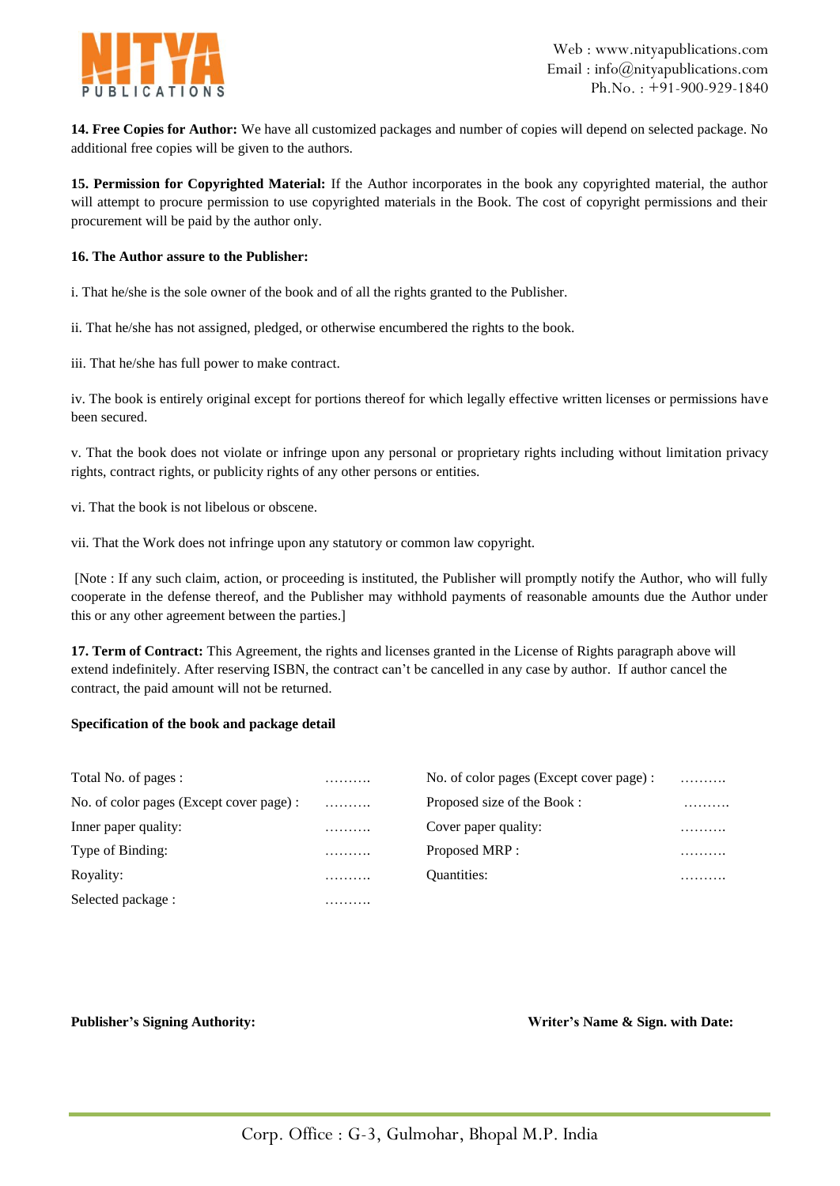**14. Free Copies for Author:** We have all customized packages and number of copies will depend on selected package. No additional free copies will be given to the authors.

**15. Permission for Copyrighted Material:** If the Author incorporates in the book any copyrighted material, the author will attempt to procure permission to use copyrighted materials in the Book. The cost of copyright permissions and their procurement will be paid by the author only.

**16. The Author assure to the Publisher:**

i. That he/she is the sole owner of the book and of all the rights granted to the Publisher.

ii. That he/she has not assigned, pledged, or otherwise encumbered the rights to the book.

iii. That he/she has full power to make contract.

iv. The book is entirely original except for portions thereof for which legally effective written licenses or permissions have been secured.

v. That the book does not violate or infringe upon any personal or proprietary rights including without limitation privacy rights, contract rights, or publicity rights of any other persons or entities.

vi. That the book is not libelous or obscene.

vii. That the Work does not infringe upon any statutory or common law copyright.

[Note : If any such claim, action, or proceeding is instituted, the Publisher will promptly notify the Author, who will fully cooperate in the defense thereof, and the Publisher may withhold payments of reasonable amounts due the Author under this or any other agreement between the parties.]

**17. Term of Contract:** This Agreement, the rights and licenses granted in the License of Rights paragraph above will extend indefinitely. After reserving ISBN, the contract can't be cancelled in any case by author. If author cancel the contract, the paid amount will not be returned.

**Specification of the book and package detail**

| | | | |
|---|---|---|---|
| Total No. of pages : | ………. | No. of color pages (Except cover page) : | ………. |
| No. of color pages (Except cover page) : | ………. | Proposed size of the Book : | ………. |
| Inner paper quality: | ………. | Cover paper quality: | ………. |
| Type of Binding: | ………. | Proposed MRP : | ………. |
| Royality: | ………. | Quantities: | ………. |
| Selected package : | ………. | | |

**Publisher's Signing Authority:**

**Writer's Name & Sign. with Date:**